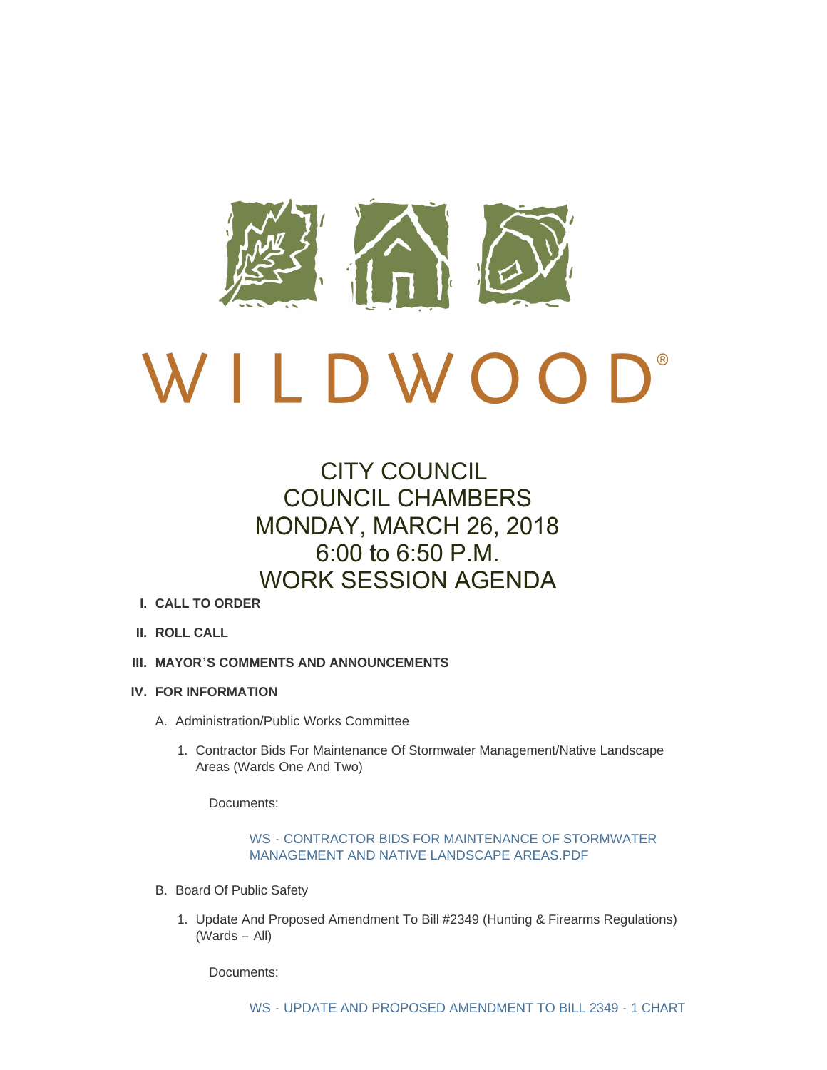WILDWOOD®

# CITY COUNCIL
# COUNCIL CHAMBERS
# MONDAY, MARCH 26, 2018
# 6:00 to 6:50 P.M.
# WORK SESSION AGENDA

**I. CALL TO ORDER**

**II. ROLL CALL**

**III. MAYOR'S COMMENTS AND ANNOUNCEMENTS**

**IV. FOR INFORMATION**

A. Administration/Public Works Committee

1. Contractor Bids For Maintenance Of Stormwater Management/Native Landscape Areas (Wards One And Two)

   Documents:

   WS - CONTRACTOR BIDS FOR MAINTENANCE OF STORMWATER MANAGEMENT AND NATIVE LANDSCAPE AREAS.PDF

B. Board Of Public Safety

1. Update And Proposed Amendment To Bill #2349 (Hunting & Firearms Regulations) (Wards – All)

   Documents:

   WS - UPDATE AND PROPOSED AMENDMENT TO BILL 2349 - 1 CHART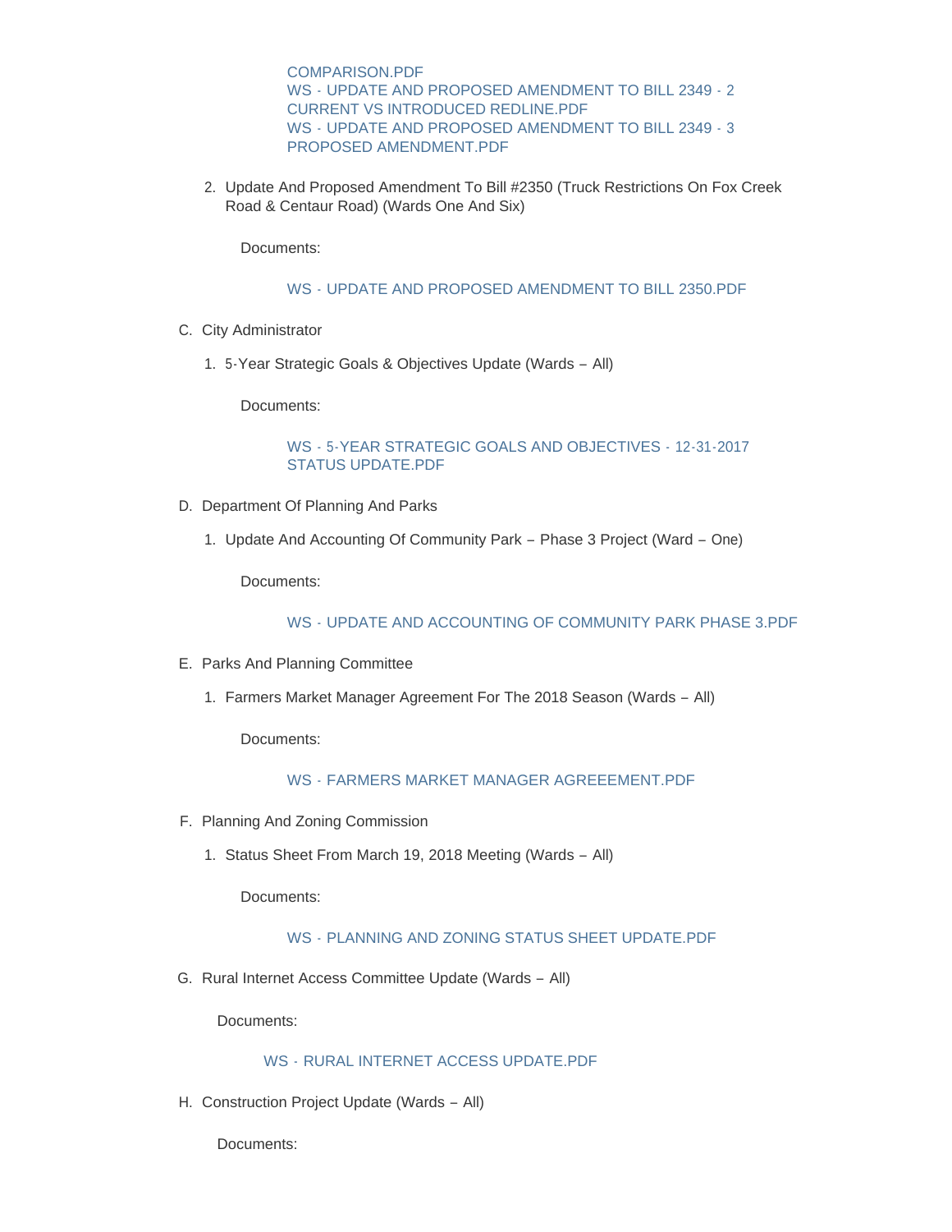COMPARISON.PDF
WS - UPDATE AND PROPOSED AMENDMENT TO BILL 2349 - 2 CURRENT VS INTRODUCED REDLINE.PDF
WS - UPDATE AND PROPOSED AMENDMENT TO BILL 2349 - 3 PROPOSED AMENDMENT.PDF

2. Update And Proposed Amendment To Bill #2350 (Truck Restrictions On Fox Creek Road & Centaur Road) (Wards One And Six)

   Documents:

   WS - UPDATE AND PROPOSED AMENDMENT TO BILL 2350.PDF

C. City Administrator

1. 5-Year Strategic Goals & Objectives Update (Wards – All)

   Documents:

   WS - 5-YEAR STRATEGIC GOALS AND OBJECTIVES - 12-31-2017 STATUS UPDATE.PDF

D. Department Of Planning And Parks

1. Update And Accounting Of Community Park – Phase 3 Project (Ward – One)

   Documents:

   WS - UPDATE AND ACCOUNTING OF COMMUNITY PARK PHASE 3.PDF

E. Parks And Planning Committee

1. Farmers Market Manager Agreement For The 2018 Season (Wards – All)

   Documents:

   WS - FARMERS MARKET MANAGER AGREEEMENT.PDF

F. Planning And Zoning Commission

1. Status Sheet From March 19, 2018 Meeting (Wards – All)

   Documents:

   WS - PLANNING AND ZONING STATUS SHEET UPDATE.PDF

G. Rural Internet Access Committee Update (Wards – All)

   Documents:

   WS - RURAL INTERNET ACCESS UPDATE.PDF

H. Construction Project Update (Wards – All)

   Documents: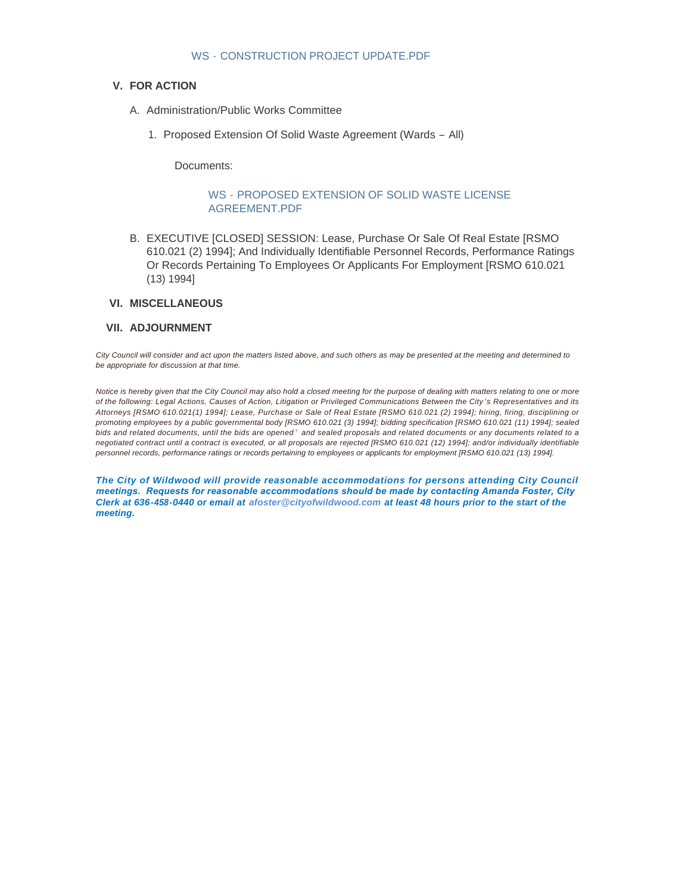WS - CONSTRUCTION PROJECT UPDATE.PDF

## V. FOR ACTION

A. Administration/Public Works Committee

1. Proposed Extension Of Solid Waste Agreement (Wards – All)

Documents:

WS - PROPOSED EXTENSION OF SOLID WASTE LICENSE AGREEMENT.PDF

B. EXECUTIVE [CLOSED] SESSION: Lease, Purchase Or Sale Of Real Estate [RSMO 610.021 (2) 1994]; And Individually Identifiable Personnel Records, Performance Ratings Or Records Pertaining To Employees Or Applicants For Employment [RSMO 610.021 (13) 1994]

## VI. MISCELLANEOUS

## VII. ADJOURNMENT

*City Council will consider and act upon the matters listed above, and such others as may be presented at the meeting and determined to be appropriate for discussion at that time.*

*Notice is hereby given that the City Council may also hold a closed meeting for the purpose of dealing with matters relating to one or more of the following: Legal Actions, Causes of Action, Litigation or Privileged Communications Between the City's Representatives and its Attorneys [RSMO 610.021(1) 1994]; Lease, Purchase or Sale of Real Estate [RSMO 610.021 (2) 1994]; hiring, firing, disciplining or promoting employees by a public governmental body [RSMO 610.021 (3) 1994]; bidding specification [RSMO 610.021 (11) 1994]; sealed bids and related documents, until the bids are opened' and sealed proposals and related documents or any documents related to a negotiated contract until a contract is executed, or all proposals are rejected [RSMO 610.021 (12) 1994]; and/or individually identifiable personnel records, performance ratings or records pertaining to employees or applicants for employment [RSMO 610.021 (13) 1994].*

***The City of Wildwood will provide reasonable accommodations for persons attending City Council meetings. Requests for reasonable accommodations should be made by contacting Amanda Foster, City Clerk at 636-458-0440 or email at afoster@cityofwildwood.com at least 48 hours prior to the start of the meeting.***